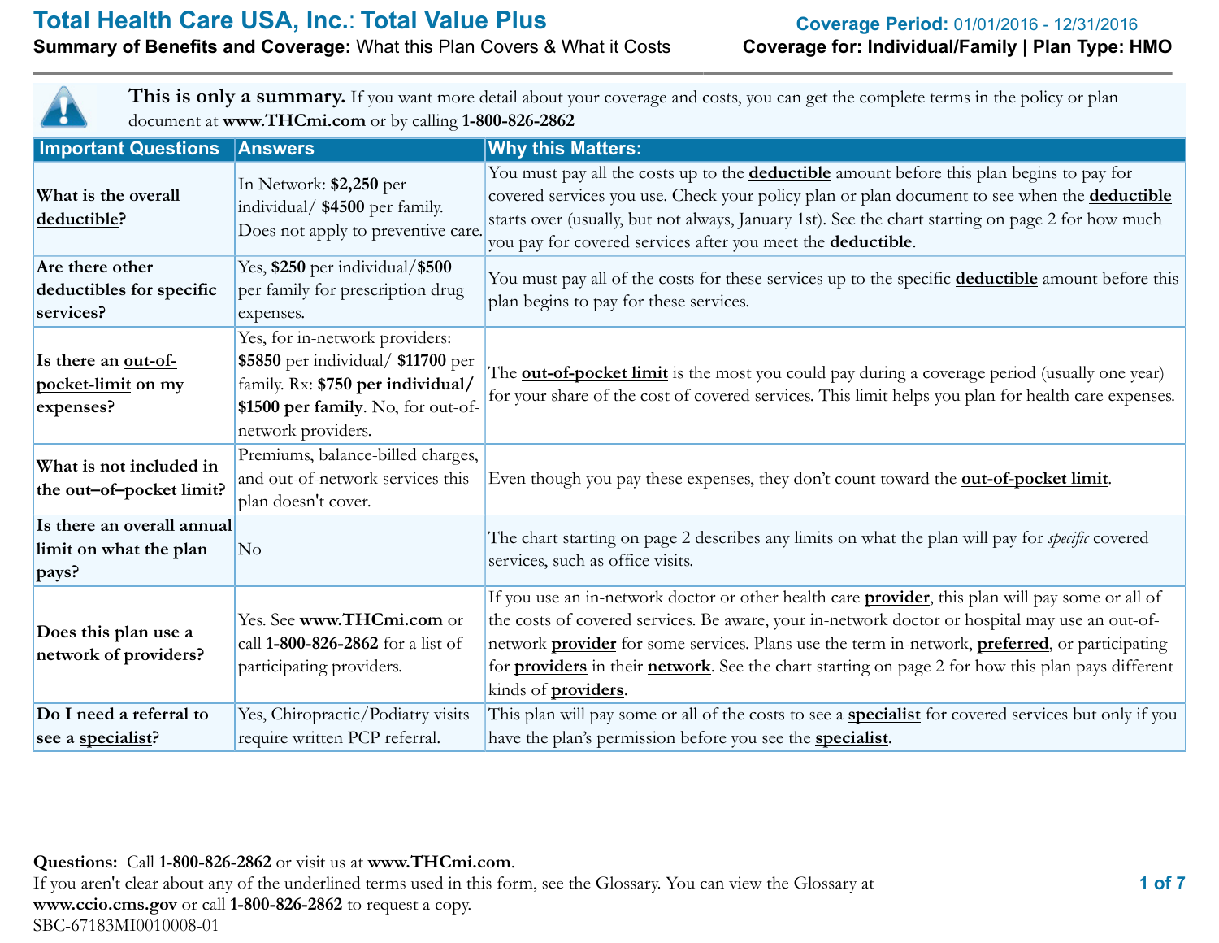# Total Health Care USA, Inc.: Total Value Plus

**Summary of Benefits and Coverage:** What this Plan Covers & What it Costs

**Coverage Period:** 01/01/2016 - 12/31/2016

**Coverage for: Individual/Family | Plan Type: HMO**

**This is only a summary.** If you want more detail about your coverage and costs, you can get the complete terms in the policy or plan document at **www.THCmi.com** or by calling **1-800-826-2862**

| Important Questions | Answers | Why this Matters: |
|---|---|---|
| **What is the overall deductible?** | In Network: **$2,250** per individual/ **$4500** per family. Does not apply to preventive care. | You must pay all the costs up to the **deductible** amount before this plan begins to pay for covered services you use. Check your policy plan or plan document to see when the **deductible** starts over (usually, but not always, January 1st). See the chart starting on page 2 for how much you pay for covered services after you meet the **deductible**. |
| **Are there other deductibles for specific services?** | Yes, **$250** per individual/**$500** per family for prescription drug expenses. | You must pay all of the costs for these services up to the specific **deductible** amount before this plan begins to pay for these services. |
| **Is there an out-of-pocket-limit on my expenses?** | Yes, for in-network providers: **$5850** per individual/ **$11700** per family. Rx: **$750 per individual/ $1500 per family**. No, for out-of-network providers. | The **out-of-pocket limit** is the most you could pay during a coverage period (usually one year) for your share of the cost of covered services. This limit helps you plan for health care expenses. |
| **What is not included in the out–of–pocket limit?** | Premiums, balance-billed charges, and out-of-network services this plan doesn't cover. | Even though you pay these expenses, they don't count toward the **out-of-pocket limit**. |
| **Is there an overall annual limit on what the plan pays?** | No | The chart starting on page 2 describes any limits on what the plan will pay for *specific* covered services, such as office visits. |
| **Does this plan use a network of providers?** | Yes. See **www.THCmi.com** or call **1-800-826-2862** for a list of participating providers. | If you use an in-network doctor or other health care **provider**, this plan will pay some or all of the costs of covered services. Be aware, your in-network doctor or hospital may use an out-of-network **provider** for some services. Plans use the term in-network, **preferred**, or participating for **providers** in their **network**. See the chart starting on page 2 for how this plan pays different kinds of **providers**. |
| **Do I need a referral to see a specialist?** | Yes, Chiropractic/Podiatry visits require written PCP referral. | This plan will pay some or all of the costs to see a **specialist** for covered services but only if you have the plan's permission before you see the **specialist**. |

**Questions:** Call **1-800-826-2862** or visit us at **www.THCmi.com**.
If you aren't clear about any of the underlined terms used in this form, see the Glossary. You can view the Glossary at **www.ccio.cms.gov** or call **1-800-826-2862** to request a copy.
SBC-67183MI0010008-01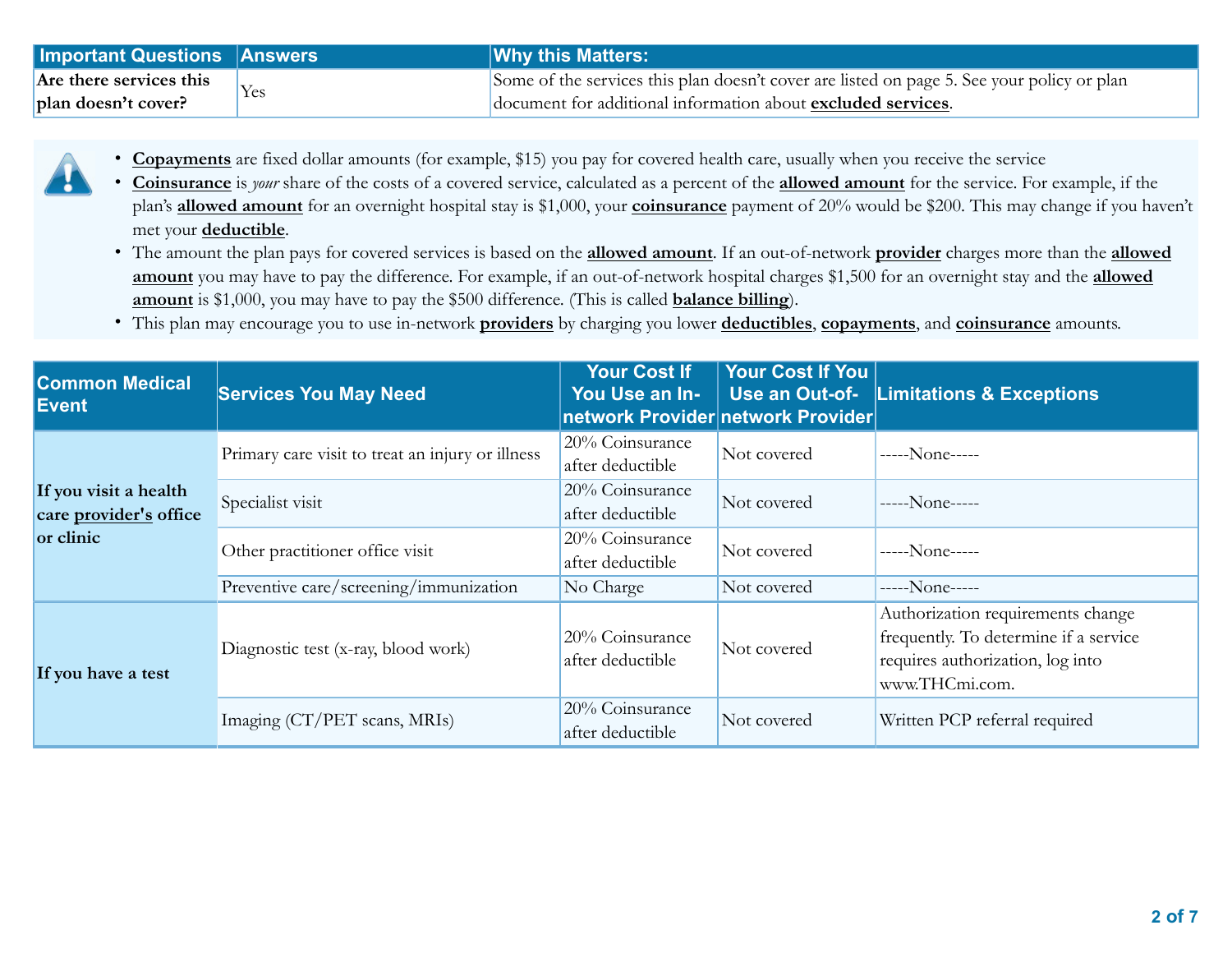| Important Questions | Answers | Why this Matters: |
|---|---|---|
| **Are there services this plan doesn't cover?** | Yes | Some of the services this plan doesn't cover are listed on page 5. See your policy or plan document for additional information about **excluded services**. |

- **Copayments** are fixed dollar amounts (for example, $15) you pay for covered health care, usually when you receive the service
- **Coinsurance** is *your* share of the costs of a covered service, calculated as a percent of the **allowed amount** for the service. For example, if the plan's **allowed amount** for an overnight hospital stay is $1,000, your **coinsurance** payment of 20% would be $200. This may change if you haven't met your **deductible**.
- The amount the plan pays for covered services is based on the **allowed amount**. If an out-of-network **provider** charges more than the **allowed amount** you may have to pay the difference. For example, if an out-of-network hospital charges $1,500 for an overnight stay and the **allowed amount** is $1,000, you may have to pay the $500 difference. (This is called **balance billing**).
- This plan may encourage you to use in-network **providers** by charging you lower **deductibles**, **copayments**, and **coinsurance** amounts.

| Common Medical Event | Services You May Need | Your Cost If You Use an In-network Provider | Your Cost If You Use an Out-of-network Provider | Limitations & Exceptions |
|---|---|---|---|---|
| **If you visit a health care provider's office or clinic** | Primary care visit to treat an injury or illness | 20% Coinsurance after deductible | Not covered | -----None----- |
| | Specialist visit | 20% Coinsurance after deductible | Not covered | -----None----- |
| | Other practitioner office visit | 20% Coinsurance after deductible | Not covered | -----None----- |
| | Preventive care/screening/immunization | No Charge | Not covered | -----None----- |
| **If you have a test** | Diagnostic test (x-ray, blood work) | 20% Coinsurance after deductible | Not covered | Authorization requirements change frequently. To determine if a service requires authorization, log into www.THCmi.com. |
| | Imaging (CT/PET scans, MRIs) | 20% Coinsurance after deductible | Not covered | Written PCP referral required |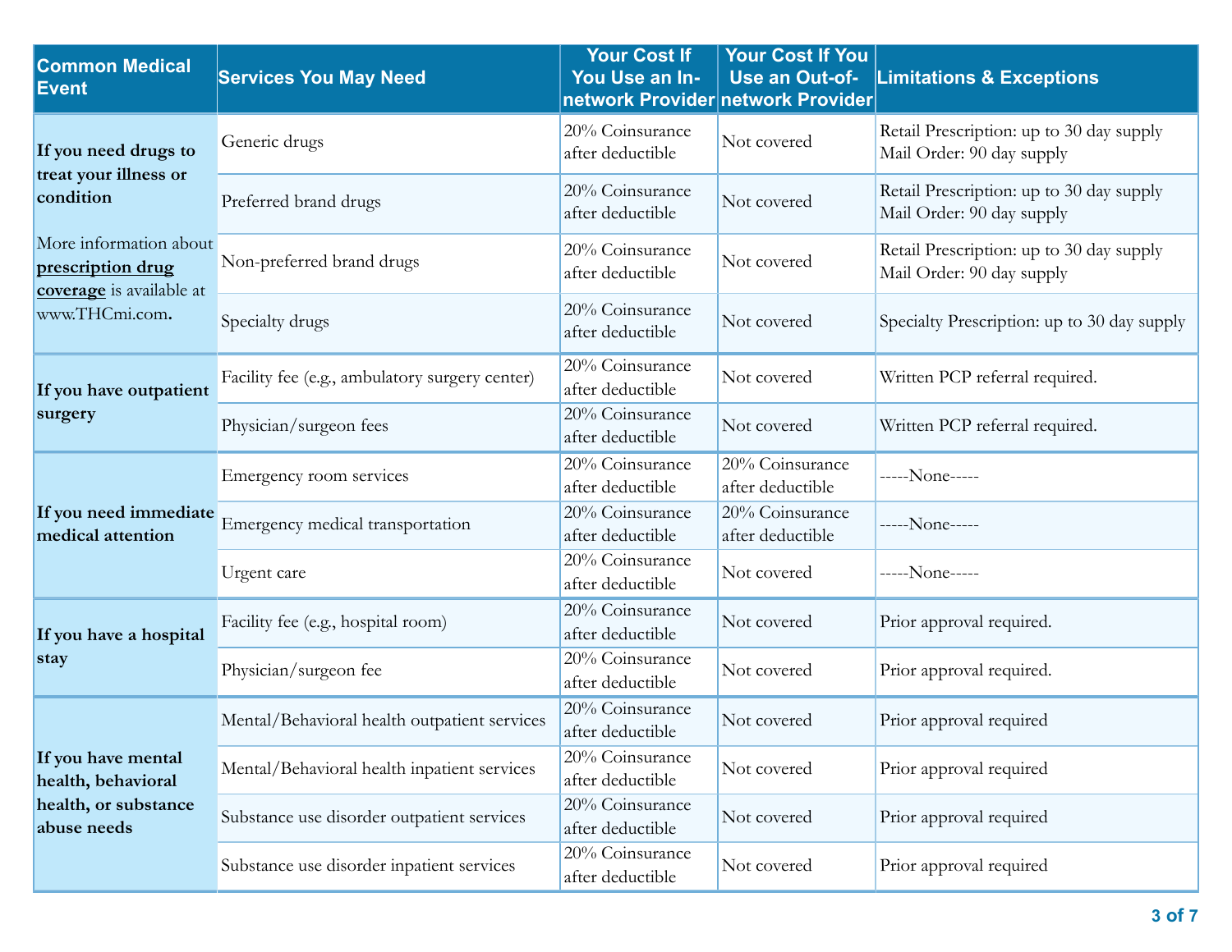| Common Medical Event | Services You May Need | Your Cost If You Use an In-network Provider | Your Cost If You Use an Out-of-network Provider | Limitations & Exceptions |
|---|---|---|---|---|
| **If you need drugs to treat your illness or condition** More information about **prescription drug coverage** is available at www.THCmi.com. | Generic drugs | 20% Coinsurance after deductible | Not covered | Retail Prescription: up to 30 day supply Mail Order: 90 day supply |
| | Preferred brand drugs | 20% Coinsurance after deductible | Not covered | Retail Prescription: up to 30 day supply Mail Order: 90 day supply |
| | Non-preferred brand drugs | 20% Coinsurance after deductible | Not covered | Retail Prescription: up to 30 day supply Mail Order: 90 day supply |
| | Specialty drugs | 20% Coinsurance after deductible | Not covered | Specialty Prescription: up to 30 day supply |
| **If you have outpatient surgery** | Facility fee (e.g., ambulatory surgery center) | 20% Coinsurance after deductible | Not covered | Written PCP referral required. |
| | Physician/surgeon fees | 20% Coinsurance after deductible | Not covered | Written PCP referral required. |
| **If you need immediate medical attention** | Emergency room services | 20% Coinsurance after deductible | 20% Coinsurance after deductible | -----None----- |
| | Emergency medical transportation | 20% Coinsurance after deductible | 20% Coinsurance after deductible | -----None----- |
| | Urgent care | 20% Coinsurance after deductible | Not covered | -----None----- |
| **If you have a hospital stay** | Facility fee (e.g., hospital room) | 20% Coinsurance after deductible | Not covered | Prior approval required. |
| | Physician/surgeon fee | 20% Coinsurance after deductible | Not covered | Prior approval required. |
| **If you have mental health, behavioral health, or substance abuse needs** | Mental/Behavioral health outpatient services | 20% Coinsurance after deductible | Not covered | Prior approval required |
| | Mental/Behavioral health inpatient services | 20% Coinsurance after deductible | Not covered | Prior approval required |
| | Substance use disorder outpatient services | 20% Coinsurance after deductible | Not covered | Prior approval required |
| | Substance use disorder inpatient services | 20% Coinsurance after deductible | Not covered | Prior approval required |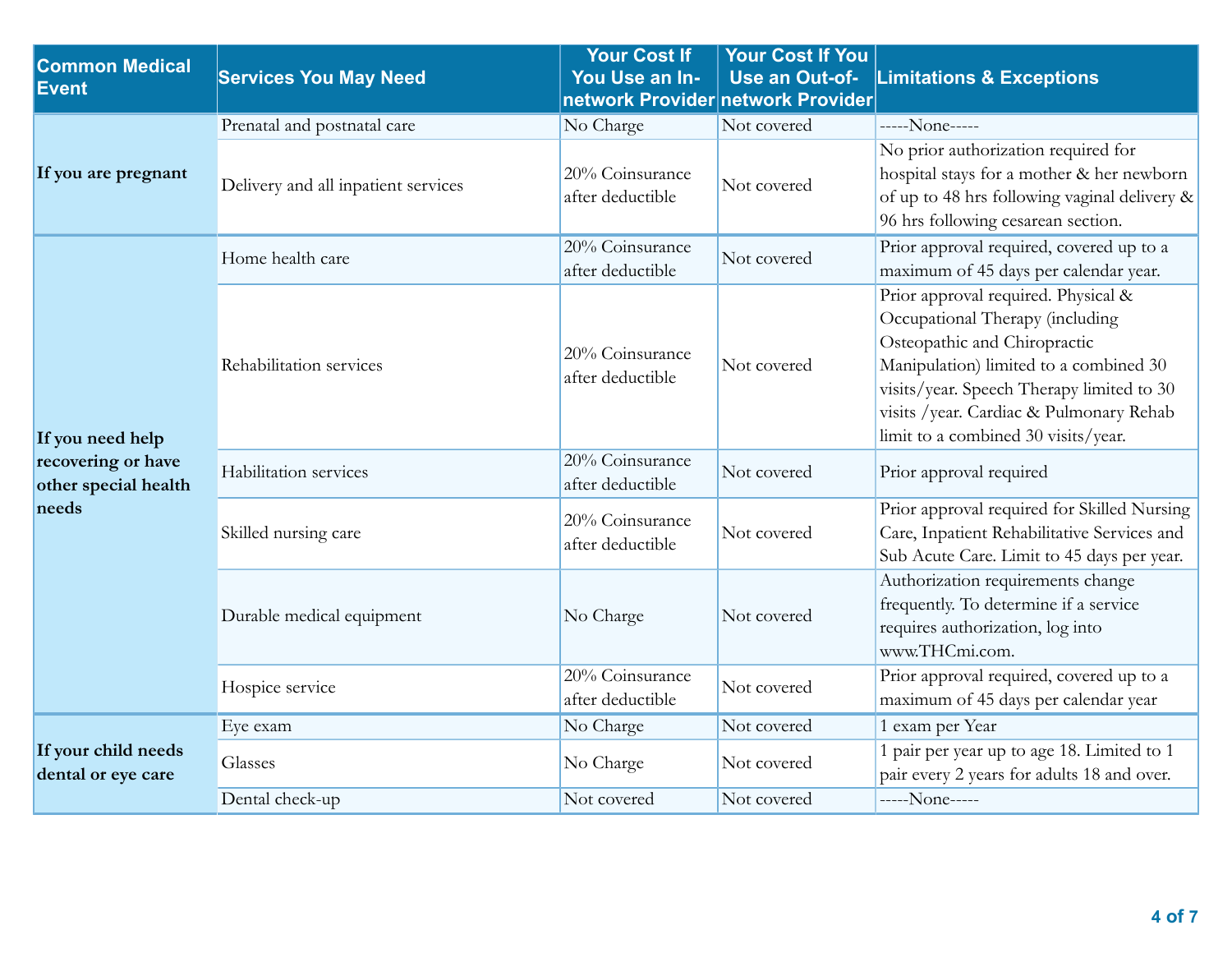| Common Medical Event | Services You May Need | Your Cost If You Use an In-network Provider | Your Cost If You Use an Out-of-network Provider | Limitations & Exceptions |
|---|---|---|---|---|
| If you are pregnant | Prenatal and postnatal care | No Charge | Not covered | -----None----- |
| | Delivery and all inpatient services | 20% Coinsurance after deductible | Not covered | No prior authorization required for hospital stays for a mother & her newborn of up to 48 hrs following vaginal delivery & 96 hrs following cesarean section. |
| If you need help recovering or have other special health needs | Home health care | 20% Coinsurance after deductible | Not covered | Prior approval required, covered up to a maximum of 45 days per calendar year. |
| | Rehabilitation services | 20% Coinsurance after deductible | Not covered | Prior approval required. Physical & Occupational Therapy (including Osteopathic and Chiropractic Manipulation) limited to a combined 30 visits/year. Speech Therapy limited to 30 visits /year. Cardiac & Pulmonary Rehab limit to a combined 30 visits/year. |
| | Habilitation services | 20% Coinsurance after deductible | Not covered | Prior approval required |
| | Skilled nursing care | 20% Coinsurance after deductible | Not covered | Prior approval required for Skilled Nursing Care, Inpatient Rehabilitative Services and Sub Acute Care. Limit to 45 days per year. |
| | Durable medical equipment | No Charge | Not covered | Authorization requirements change frequently. To determine if a service requires authorization, log into www.THCmi.com. |
| | Hospice service | 20% Coinsurance after deductible | Not covered | Prior approval required, covered up to a maximum of 45 days per calendar year |
| If your child needs dental or eye care | Eye exam | No Charge | Not covered | 1 exam per Year |
| | Glasses | No Charge | Not covered | 1 pair per year up to age 18. Limited to 1 pair every 2 years for adults 18 and over. |
| | Dental check-up | Not covered | Not covered | -----None----- |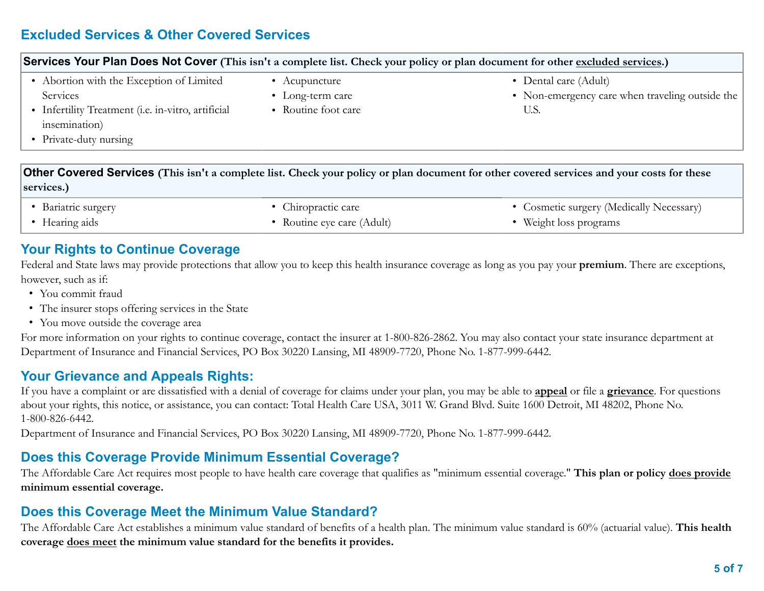## Excluded Services & Other Covered Services

| Services Your Plan Does Not Cover (This isn't a complete list. Check your policy or plan document for other excluded services.) | | |
|---|---|---|
| • Abortion with the Exception of Limited Services<br>• Infertility Treatment (i.e. in-vitro, artificial insemination)<br>• Private-duty nursing | • Acupuncture<br>• Long-term care<br>• Routine foot care | • Dental care (Adult)<br>• Non-emergency care when traveling outside the U.S. |

| Other Covered Services (This isn't a complete list. Check your policy or plan document for other covered services and your costs for these services.) | | |
|---|---|---|
| • Bariatric surgery<br>• Hearing aids | • Chiropractic care<br>• Routine eye care (Adult) | • Cosmetic surgery (Medically Necessary)<br>• Weight loss programs |

## Your Rights to Continue Coverage

Federal and State laws may provide protections that allow you to keep this health insurance coverage as long as you pay your **premium**. There are exceptions, however, such as if:

- You commit fraud
- The insurer stops offering services in the State
- You move outside the coverage area

For more information on your rights to continue coverage, contact the insurer at 1-800-826-2862. You may also contact your state insurance department at Department of Insurance and Financial Services, PO Box 30220 Lansing, MI 48909-7720, Phone No. 1-877-999-6442.

## Your Grievance and Appeals Rights:

If you have a complaint or are dissatisfied with a denial of coverage for claims under your plan, you may be able to **appeal** or file a **grievance**. For questions about your rights, this notice, or assistance, you can contact: Total Health Care USA, 3011 W. Grand Blvd. Suite 1600 Detroit, MI 48202, Phone No. 1-800-826-6442.

Department of Insurance and Financial Services, PO Box 30220 Lansing, MI 48909-7720, Phone No. 1-877-999-6442.

## Does this Coverage Provide Minimum Essential Coverage?

The Affordable Care Act requires most people to have health care coverage that qualifies as "minimum essential coverage." **This plan or policy does provide minimum essential coverage.**

## Does this Coverage Meet the Minimum Value Standard?

The Affordable Care Act establishes a minimum value standard of benefits of a health plan. The minimum value standard is 60% (actuarial value). **This health coverage does meet the minimum value standard for the benefits it provides.**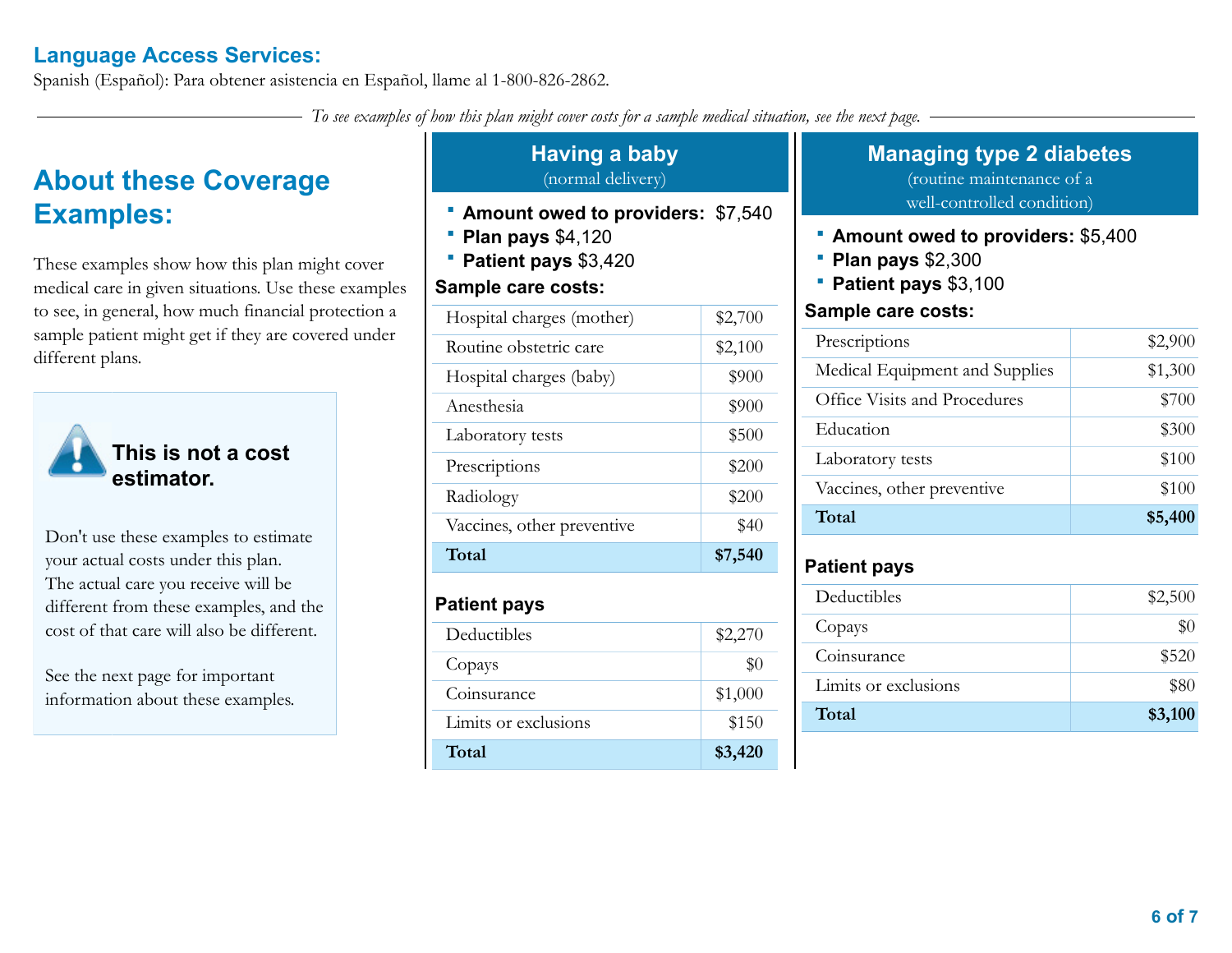## Language Access Services:

Spanish (Español): Para obtener asistencia en Español, llame al 1-800-826-2862.

*To see examples of how this plan might cover costs for a sample medical situation, see the next page.*

## About these Coverage Examples:

These examples show how this plan might cover medical care in given situations. Use these examples to see, in general, how much financial protection a sample patient might get if they are covered under different plans.

### This is not a cost estimator.

Don't use these examples to estimate your actual costs under this plan. The actual care you receive will be different from these examples, and the cost of that care will also be different.

See the next page for important information about these examples.

## Having a baby

(normal delivery)

- **Amount owed to providers:** $7,540
- **Plan pays** $4,120
- **Patient pays** $3,420

**Sample care costs:**

| | |
|---|---|
| Hospital charges (mother) | $2,700 |
| Routine obstetric care | $2,100 |
| Hospital charges (baby) | $900 |
| Anesthesia | $900 |
| Laboratory tests | $500 |
| Prescriptions | $200 |
| Radiology | $200 |
| Vaccines, other preventive | $40 |
| **Total** | **$7,540** |

**Patient pays**

| | |
|---|---|
| Deductibles | $2,270 |
| Copays | $0 |
| Coinsurance | $1,000 |
| Limits or exclusions | $150 |
| **Total** | **$3,420** |

## Managing type 2 diabetes

(routine maintenance of a well-controlled condition)

- **Amount owed to providers:** $5,400
- **Plan pays** $2,300
- **Patient pays** $3,100

**Sample care costs:**

| | |
|---|---|
| Prescriptions | $2,900 |
| Medical Equipment and Supplies | $1,300 |
| Office Visits and Procedures | $700 |
| Education | $300 |
| Laboratory tests | $100 |
| Vaccines, other preventive | $100 |
| **Total** | **$5,400** |

**Patient pays**

| | |
|---|---|
| Deductibles | $2,500 |
| Copays | $0 |
| Coinsurance | $520 |
| Limits or exclusions | $80 |
| **Total** | **$3,100** |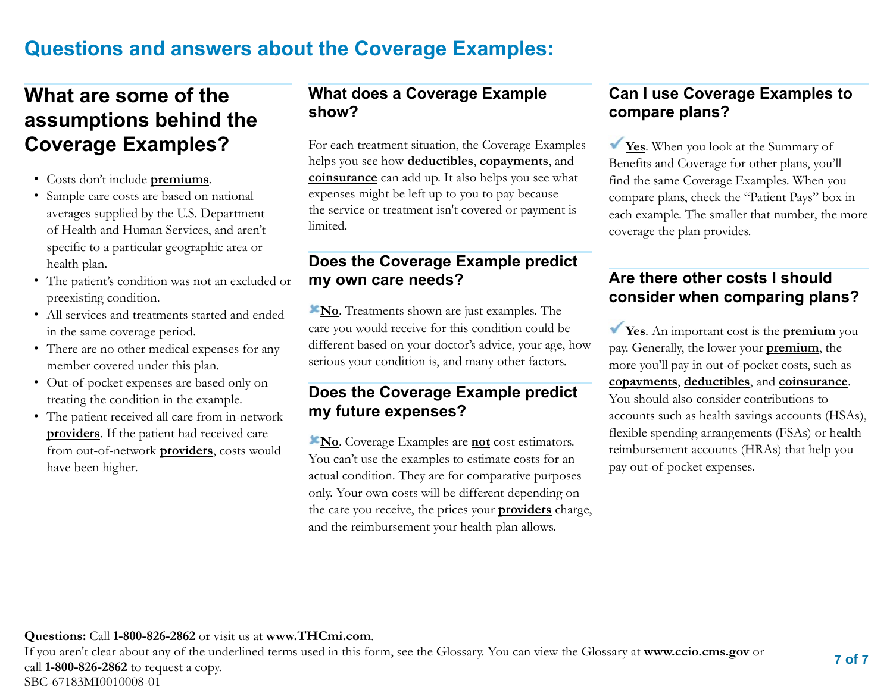# Questions and answers about the Coverage Examples:

## What are some of the assumptions behind the Coverage Examples?

- Costs don't include **premiums**.
- Sample care costs are based on national averages supplied by the U.S. Department of Health and Human Services, and aren't specific to a particular geographic area or health plan.
- The patient's condition was not an excluded or preexisting condition.
- All services and treatments started and ended in the same coverage period.
- There are no other medical expenses for any member covered under this plan.
- Out-of-pocket expenses are based only on treating the condition in the example.
- The patient received all care from in-network **providers**. If the patient had received care from out-of-network **providers**, costs would have been higher.

### What does a Coverage Example show?

For each treatment situation, the Coverage Examples helps you see how **deductibles**, **copayments**, and **coinsurance** can add up. It also helps you see what expenses might be left up to you to pay because the service or treatment isn't covered or payment is limited.

### Does the Coverage Example predict my own care needs?

✗ **No**. Treatments shown are just examples. The care you would receive for this condition could be different based on your doctor's advice, your age, how serious your condition is, and many other factors.

### Does the Coverage Example predict my future expenses?

✗ **No**. Coverage Examples are **not** cost estimators. You can't use the examples to estimate costs for an actual condition. They are for comparative purposes only. Your own costs will be different depending on the care you receive, the prices your **providers** charge, and the reimbursement your health plan allows.

### Can I use Coverage Examples to compare plans?

✓ **Yes**. When you look at the Summary of Benefits and Coverage for other plans, you'll find the same Coverage Examples. When you compare plans, check the "Patient Pays" box in each example. The smaller that number, the more coverage the plan provides.

### Are there other costs I should consider when comparing plans?

✓ **Yes**. An important cost is the **premium** you pay. Generally, the lower your **premium**, the more you'll pay in out-of-pocket costs, such as **copayments**, **deductibles**, and **coinsurance**. You should also consider contributions to accounts such as health savings accounts (HSAs), flexible spending arrangements (FSAs) or health reimbursement accounts (HRAs) that help you pay out-of-pocket expenses.

**Questions:** Call **1-800-826-2862** or visit us at **www.THCmi.com**.
If you aren't clear about any of the underlined terms used in this form, see the Glossary. You can view the Glossary at **www.ccio.cms.gov** or call **1-800-826-2862** to request a copy.
SBC-67183MI0010008-01